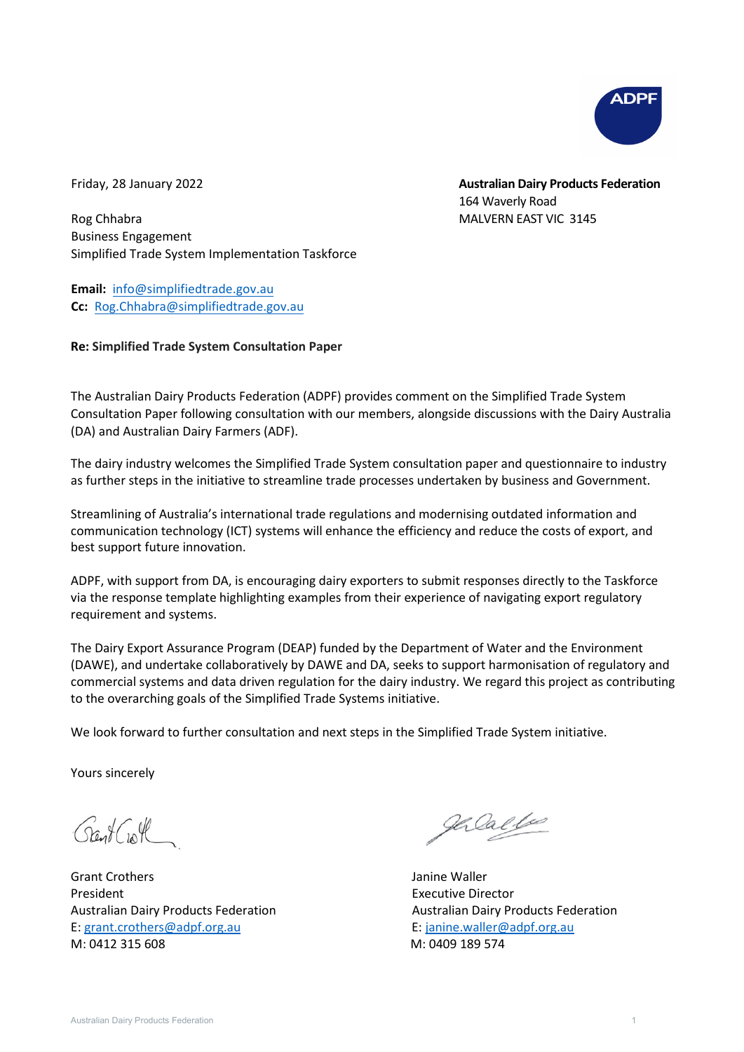ADPF

Friday, 28 January 2022

**Australian Dairy Products Federation**
164 Waverly Road
MALVERN EAST VIC 3145

Rog Chhabra
Business Engagement
Simplified Trade System Implementation Taskforce

**Email:** info@simplifiedtrade.gov.au
**Cc:** Rog.Chhabra@simplifiedtrade.gov.au

**Re: Simplified Trade System Consultation Paper**

The Australian Dairy Products Federation (ADPF) provides comment on the Simplified Trade System Consultation Paper following consultation with our members, alongside discussions with the Dairy Australia (DA) and Australian Dairy Farmers (ADF).

The dairy industry welcomes the Simplified Trade System consultation paper and questionnaire to industry as further steps in the initiative to streamline trade processes undertaken by business and Government.

Streamlining of Australia's international trade regulations and modernising outdated information and communication technology (ICT) systems will enhance the efficiency and reduce the costs of export, and best support future innovation.

ADPF, with support from DA, is encouraging dairy exporters to submit responses directly to the Taskforce via the response template highlighting examples from their experience of navigating export regulatory requirement and systems.

The Dairy Export Assurance Program (DEAP) funded by the Department of Water and the Environment (DAWE), and undertake collaboratively by DAWE and DA, seeks to support harmonisation of regulatory and commercial systems and data driven regulation for the dairy industry. We regard this project as contributing to the overarching goals of the Simplified Trade Systems initiative.

We look forward to further consultation and next steps in the Simplified Trade System initiative.

Yours sincerely

Grant Crothers
President
Australian Dairy Products Federation
E: grant.crothers@adpf.org.au
M: 0412 315 608

Janine Waller
Executive Director
Australian Dairy Products Federation
E: janine.waller@adpf.org.au
M: 0409 189 574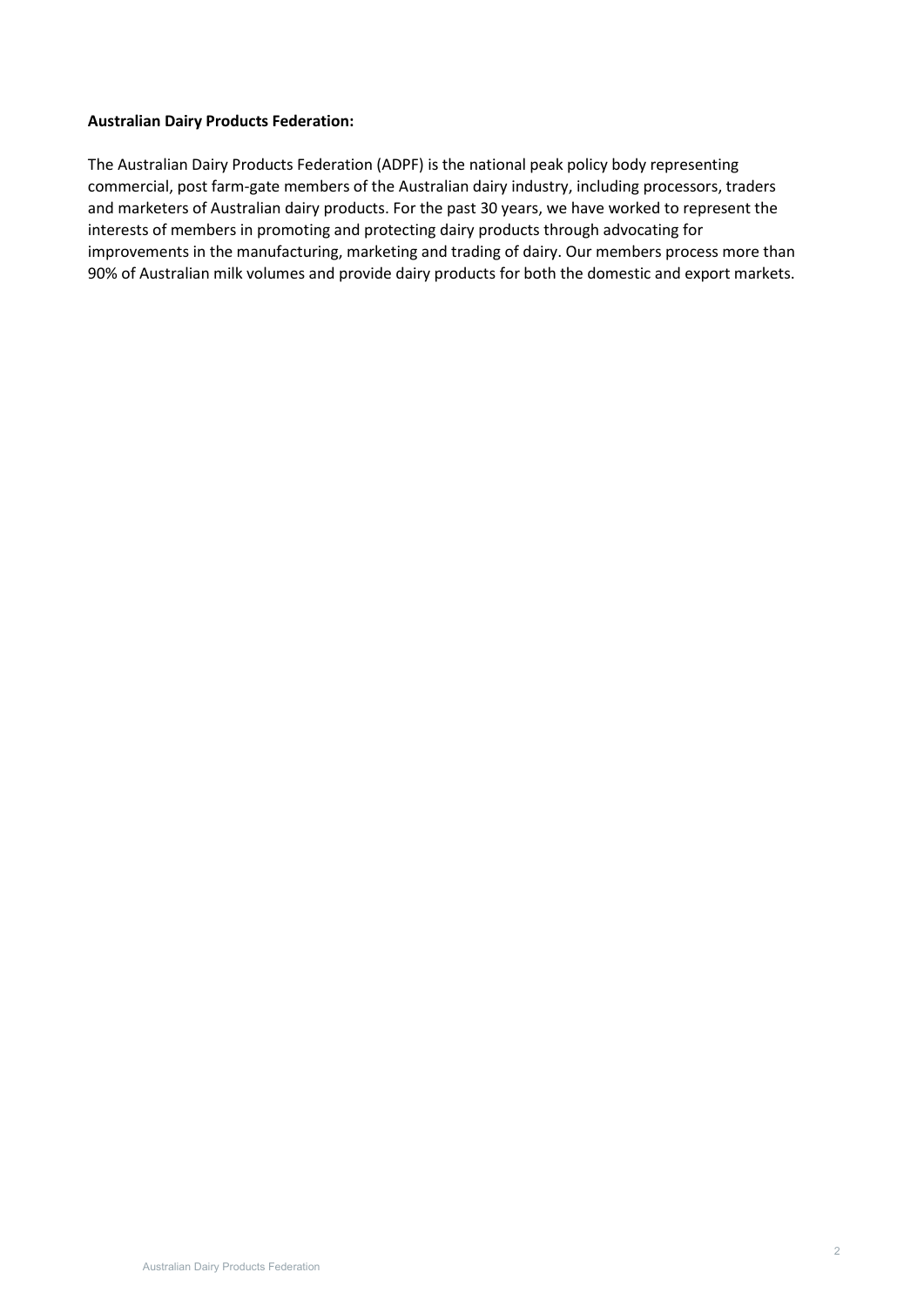**Australian Dairy Products Federation:**

The Australian Dairy Products Federation (ADPF) is the national peak policy body representing commercial, post farm-gate members of the Australian dairy industry, including processors, traders and marketers of Australian dairy products. For the past 30 years, we have worked to represent the interests of members in promoting and protecting dairy products through advocating for improvements in the manufacturing, marketing and trading of dairy. Our members process more than 90% of Australian milk volumes and provide dairy products for both the domestic and export markets.